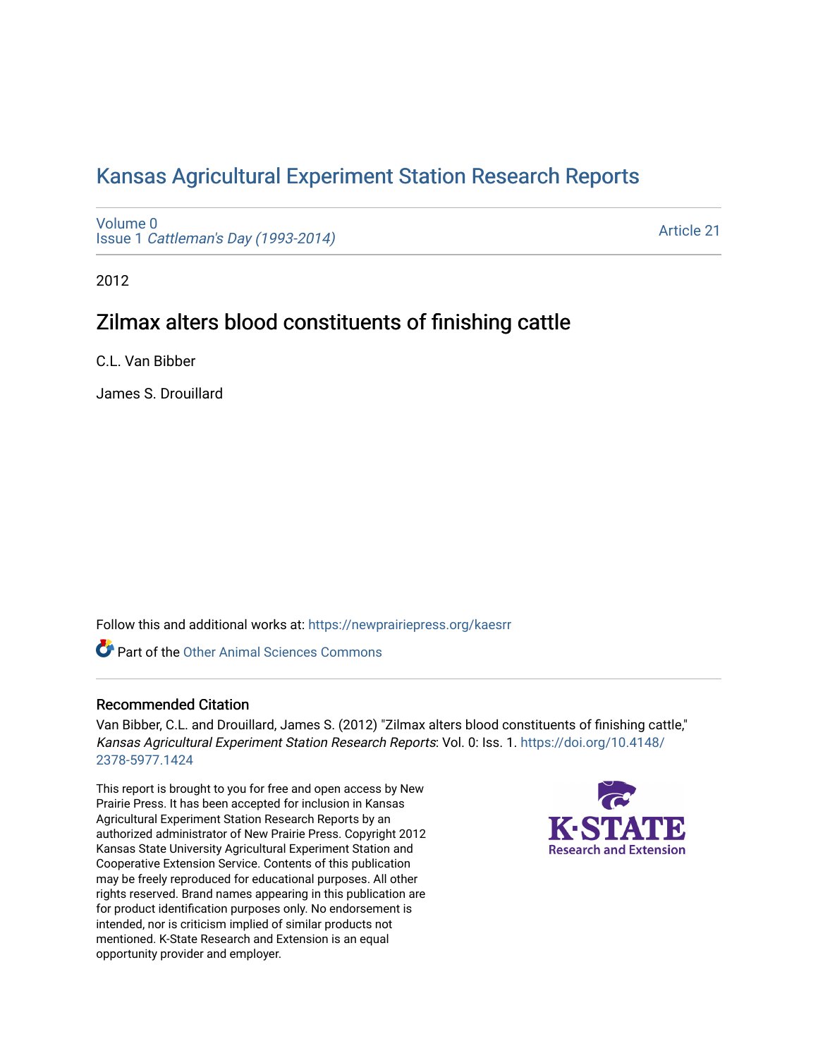# Kansas Agricultural Experiment Station Research Reports

Volume 0
Issue 1 *Cattleman's Day (1993-2014)*

Article 21

2012

## Zilmax alters blood constituents of finishing cattle

C.L. Van Bibber

James S. Drouillard

Follow this and additional works at: https://newprairiepress.org/kaesrr

Part of the Other Animal Sciences Commons

### Recommended Citation

Van Bibber, C.L. and Drouillard, James S. (2012) "Zilmax alters blood constituents of finishing cattle," *Kansas Agricultural Experiment Station Research Reports*: Vol. 0: Iss. 1. https://doi.org/10.4148/2378-5977.1424

This report is brought to you for free and open access by New Prairie Press. It has been accepted for inclusion in Kansas Agricultural Experiment Station Research Reports by an authorized administrator of New Prairie Press. Copyright 2012 Kansas State University Agricultural Experiment Station and Cooperative Extension Service. Contents of this publication may be freely reproduced for educational purposes. All other rights reserved. Brand names appearing in this publication are for product identification purposes only. No endorsement is intended, nor is criticism implied of similar products not mentioned. K-State Research and Extension is an equal opportunity provider and employer.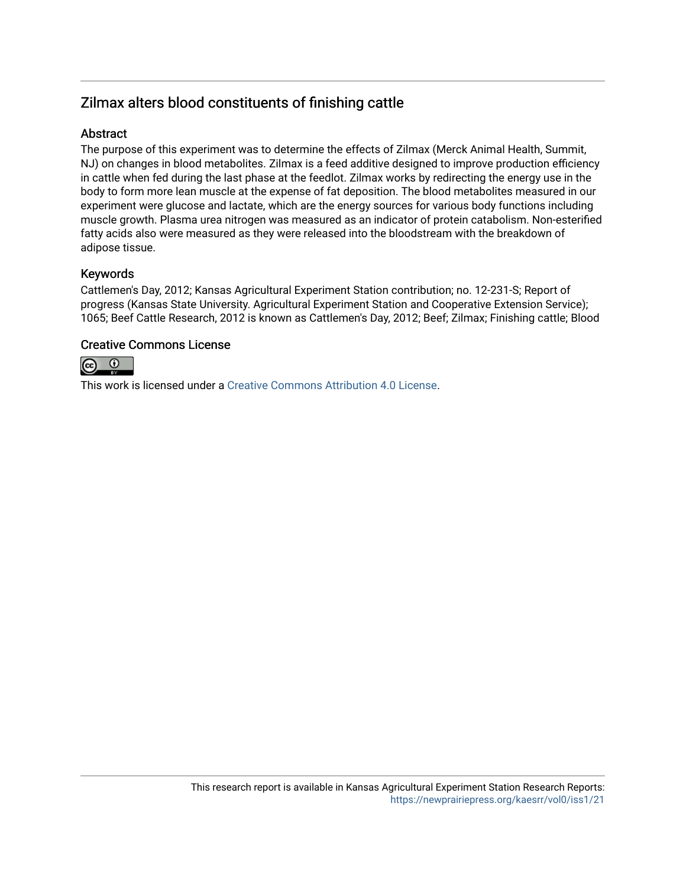## Zilmax alters blood constituents of finishing cattle

### Abstract

The purpose of this experiment was to determine the effects of Zilmax (Merck Animal Health, Summit, NJ) on changes in blood metabolites. Zilmax is a feed additive designed to improve production efficiency in cattle when fed during the last phase at the feedlot. Zilmax works by redirecting the energy use in the body to form more lean muscle at the expense of fat deposition. The blood metabolites measured in our experiment were glucose and lactate, which are the energy sources for various body functions including muscle growth. Plasma urea nitrogen was measured as an indicator of protein catabolism. Non-esterified fatty acids also were measured as they were released into the bloodstream with the breakdown of adipose tissue.

### Keywords

Cattlemen's Day, 2012; Kansas Agricultural Experiment Station contribution; no. 12-231-S; Report of progress (Kansas State University. Agricultural Experiment Station and Cooperative Extension Service); 1065; Beef Cattle Research, 2012 is known as Cattlemen's Day, 2012; Beef; Zilmax; Finishing cattle; Blood

### Creative Commons License

This work is licensed under a Creative Commons Attribution 4.0 License.

This research report is available in Kansas Agricultural Experiment Station Research Reports: https://newprairiepress.org/kaesrr/vol0/iss1/21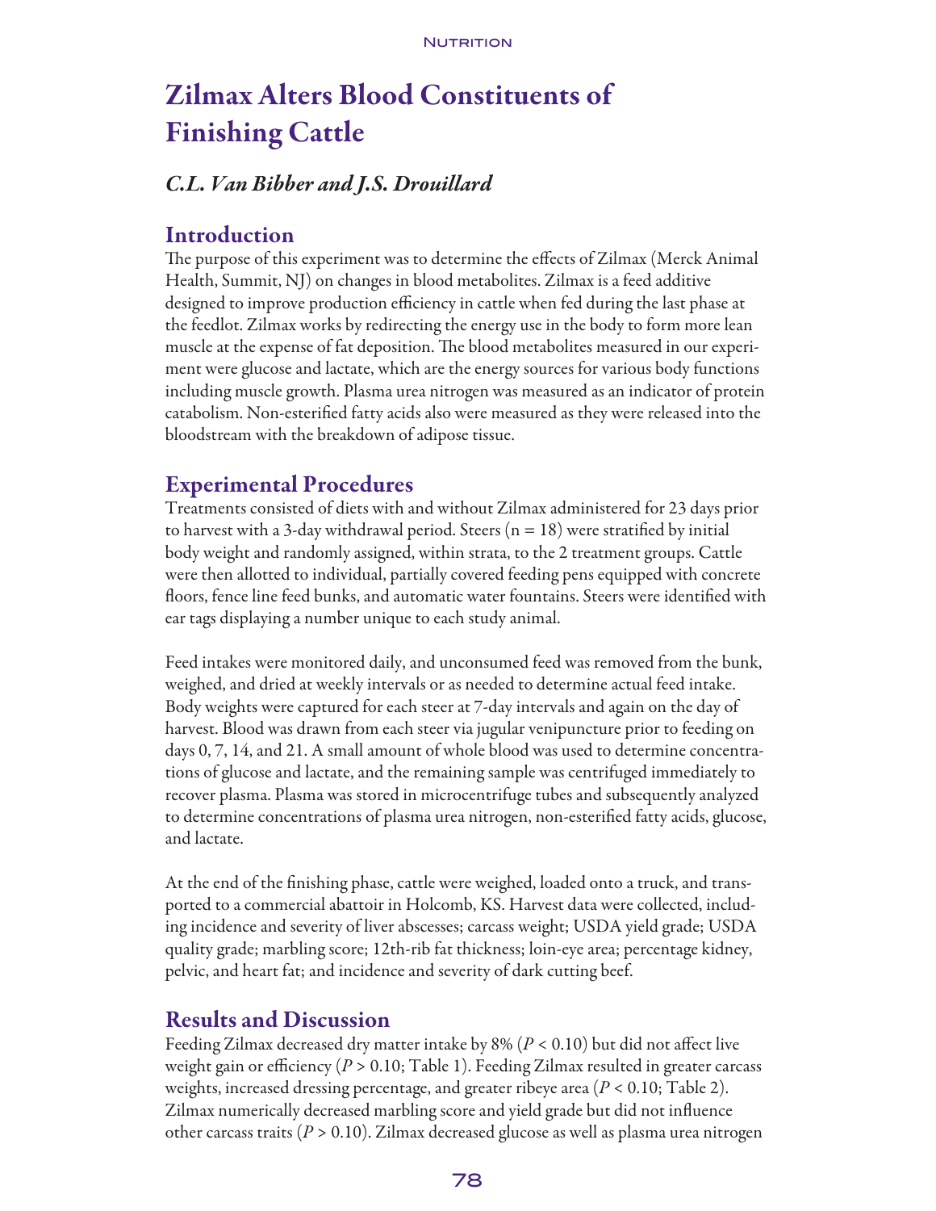# Zilmax Alters Blood Constituents of Finishing Cattle

### *C.L. Van Bibber and J.S. Drouillard*

## Introduction

The purpose of this experiment was to determine the effects of Zilmax (Merck Animal Health, Summit, NJ) on changes in blood metabolites. Zilmax is a feed additive designed to improve production efficiency in cattle when fed during the last phase at the feedlot. Zilmax works by redirecting the energy use in the body to form more lean muscle at the expense of fat deposition. The blood metabolites measured in our experiment were glucose and lactate, which are the energy sources for various body functions including muscle growth. Plasma urea nitrogen was measured as an indicator of protein catabolism. Non-esterified fatty acids also were measured as they were released into the bloodstream with the breakdown of adipose tissue.

## Experimental Procedures

Treatments consisted of diets with and without Zilmax administered for 23 days prior to harvest with a 3-day withdrawal period. Steers (n = 18) were stratified by initial body weight and randomly assigned, within strata, to the 2 treatment groups. Cattle were then allotted to individual, partially covered feeding pens equipped with concrete floors, fence line feed bunks, and automatic water fountains. Steers were identified with ear tags displaying a number unique to each study animal.

Feed intakes were monitored daily, and unconsumed feed was removed from the bunk, weighed, and dried at weekly intervals or as needed to determine actual feed intake. Body weights were captured for each steer at 7-day intervals and again on the day of harvest. Blood was drawn from each steer via jugular venipuncture prior to feeding on days 0, 7, 14, and 21. A small amount of whole blood was used to determine concentrations of glucose and lactate, and the remaining sample was centrifuged immediately to recover plasma. Plasma was stored in microcentrifuge tubes and subsequently analyzed to determine concentrations of plasma urea nitrogen, non-esterified fatty acids, glucose, and lactate.

At the end of the finishing phase, cattle were weighed, loaded onto a truck, and transported to a commercial abattoir in Holcomb, KS. Harvest data were collected, including incidence and severity of liver abscesses; carcass weight; USDA yield grade; USDA quality grade; marbling score; 12th-rib fat thickness; loin-eye area; percentage kidney, pelvic, and heart fat; and incidence and severity of dark cutting beef.

## Results and Discussion

Feeding Zilmax decreased dry matter intake by 8% ($P < 0.10$) but did not affect live weight gain or efficiency ($P > 0.10$; Table 1). Feeding Zilmax resulted in greater carcass weights, increased dressing percentage, and greater ribeye area ($P < 0.10$; Table 2). Zilmax numerically decreased marbling score and yield grade but did not influence other carcass traits ($P > 0.10$). Zilmax decreased glucose as well as plasma urea nitrogen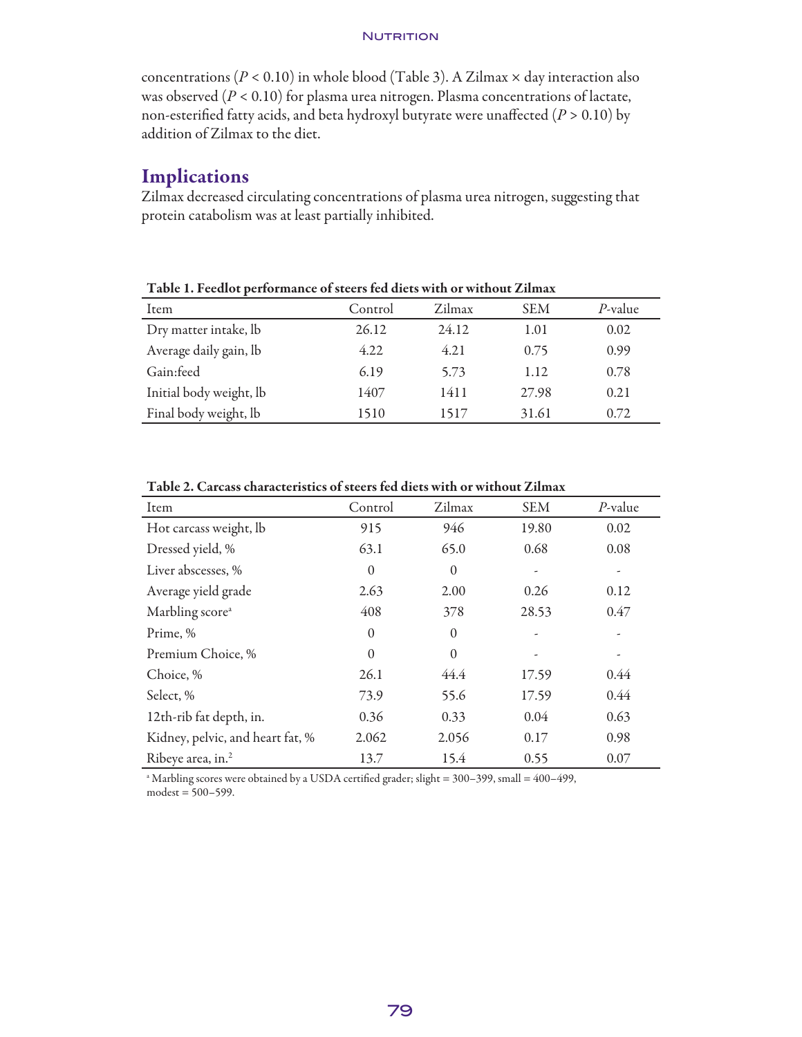concentrations ($P < 0.10$) in whole blood (Table 3). A Zilmax × day interaction also was observed ($P < 0.10$) for plasma urea nitrogen. Plasma concentrations of lactate, non-esterified fatty acids, and beta hydroxyl butyrate were unaffected ($P > 0.10$) by addition of Zilmax to the diet.

## Implications

Zilmax decreased circulating concentrations of plasma urea nitrogen, suggesting that protein catabolism was at least partially inhibited.

**Table 1. Feedlot performance of steers fed diets with or without Zilmax**

| Item | Control | Zilmax | SEM | *P*-value |
|---|---|---|---|---|
| Dry matter intake, lb | 26.12 | 24.12 | 1.01 | 0.02 |
| Average daily gain, lb | 4.22 | 4.21 | 0.75 | 0.99 |
| Gain:feed | 6.19 | 5.73 | 1.12 | 0.78 |
| Initial body weight, lb | 1407 | 1411 | 27.98 | 0.21 |
| Final body weight, lb | 1510 | 1517 | 31.61 | 0.72 |

**Table 2. Carcass characteristics of steers fed diets with or without Zilmax**

| Item | Control | Zilmax | SEM | *P*-value |
|---|---|---|---|---|
| Hot carcass weight, lb | 915 | 946 | 19.80 | 0.02 |
| Dressed yield, % | 63.1 | 65.0 | 0.68 | 0.08 |
| Liver abscesses, % | 0 | 0 | - | - |
| Average yield grade | 2.63 | 2.00 | 0.26 | 0.12 |
| Marbling score[a] | 408 | 378 | 28.53 | 0.47 |
| Prime, % | 0 | 0 | - | - |
| Premium Choice, % | 0 | 0 | - | - |
| Choice, % | 26.1 | 44.4 | 17.59 | 0.44 |
| Select, % | 73.9 | 55.6 | 17.59 | 0.44 |
| 12th-rib fat depth, in. | 0.36 | 0.33 | 0.04 | 0.63 |
| Kidney, pelvic, and heart fat, % | 2.062 | 2.056 | 0.17 | 0.98 |
| Ribeye area, in.$^2$ | 13.7 | 15.4 | 0.55 | 0.07 |

[a] Marbling scores were obtained by a USDA certified grader; slight = 300–399, small = 400–499, modest = 500–599.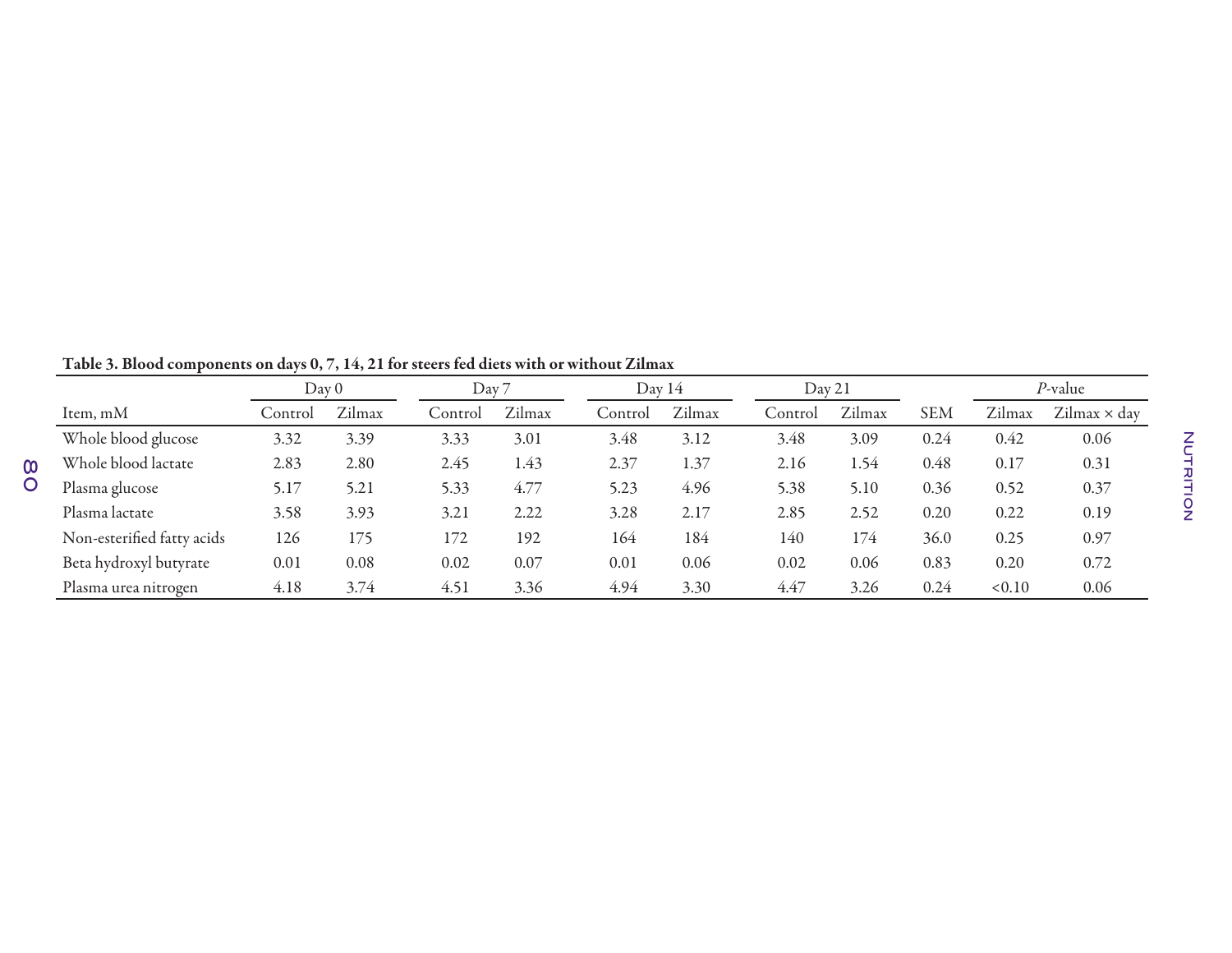**Table 3. Blood components on days 0, 7, 14, 21 for steers fed diets with or without Zilmax**

| | Day 0 | | Day 7 | | Day 14 | | Day 21 | | | *P*-value | |
|---|---|---|---|---|---|---|---|---|---|---|---|
| Item, mM | Control | Zilmax | Control | Zilmax | Control | Zilmax | Control | Zilmax | SEM | Zilmax | Zilmax × day |
| Whole blood glucose | 3.32 | 3.39 | 3.33 | 3.01 | 3.48 | 3.12 | 3.48 | 3.09 | 0.24 | 0.42 | 0.06 |
| Whole blood lactate | 2.83 | 2.80 | 2.45 | 1.43 | 2.37 | 1.37 | 2.16 | 1.54 | 0.48 | 0.17 | 0.31 |
| Plasma glucose | 5.17 | 5.21 | 5.33 | 4.77 | 5.23 | 4.96 | 5.38 | 5.10 | 0.36 | 0.52 | 0.37 |
| Plasma lactate | 3.58 | 3.93 | 3.21 | 2.22 | 3.28 | 2.17 | 2.85 | 2.52 | 0.20 | 0.22 | 0.19 |
| Non-esterified fatty acids | 126 | 175 | 172 | 192 | 164 | 184 | 140 | 174 | 36.0 | 0.25 | 0.97 |
| Beta hydroxyl butyrate | 0.01 | 0.08 | 0.02 | 0.07 | 0.01 | 0.06 | 0.02 | 0.06 | 0.83 | 0.20 | 0.72 |
| Plasma urea nitrogen | 4.18 | 3.74 | 4.51 | 3.36 | 4.94 | 3.30 | 4.47 | 3.26 | 0.24 | <0.10 | 0.06 |